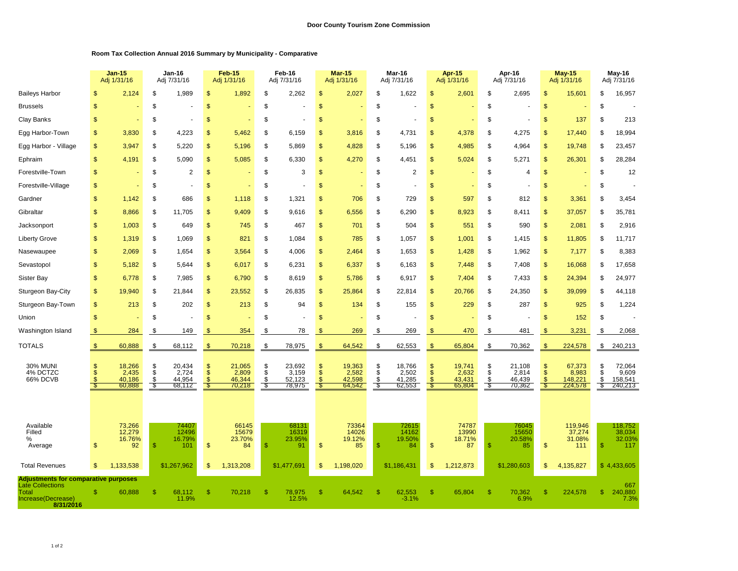**Door County Tourism Zone Commission**

**Room Tax Collection Annual 2016 Summary by Municipality - Comparative**

| | **Jan-15** Adj 1/31/16 | **Jan-16** Adj 7/31/16 | **Feb-15** Adj 1/31/16 | **Feb-16** Adj 7/31/16 | **Mar-15** Adj 1/31/16 | **Mar-16** Adj 7/31/16 | **Apr-15** Adj 1/31/16 | **Apr-16** Adj 7/31/16 | **May-15** Adj 1/31/16 | **May-16** Adj 7/31/16 |
|---|---|---|---|---|---|---|---|---|---|---|
| Baileys Harbor | $ 2,124 | $ 1,989 | $ 1,892 | $ 2,262 | $ 2,027 | $ 1,622 | $ 2,601 | $ 2,695 | $ 15,601 | $ 16,957 |
| Brussels | $ - | $ - | $ - | $ - | $ - | $ - | $ - | $ - | $ - | $ - |
| Clay Banks | $ - | $ - | $ - | $ - | $ - | $ - | $ - | $ - | $ 137 | $ 213 |
| Egg Harbor-Town | $ 3,830 | $ 4,223 | $ 5,462 | $ 6,159 | $ 3,816 | $ 4,731 | $ 4,378 | $ 4,275 | $ 17,440 | $ 18,994 |
| Egg Harbor - Village | $ 3,947 | $ 5,220 | $ 5,196 | $ 5,869 | $ 4,828 | $ 5,196 | $ 4,985 | $ 4,964 | $ 19,748 | $ 23,457 |
| Ephraim | $ 4,191 | $ 5,090 | $ 5,085 | $ 6,330 | $ 4,270 | $ 4,451 | $ 5,024 | $ 5,271 | $ 26,301 | $ 28,284 |
| Forestville-Town | $ - | $ 2 | $ - | $ 3 | $ - | $ 2 | $ - | $ 4 | $ - | $ 12 |
| Forestville-Village | $ - | $ - | $ - | $ - | $ - | $ - | $ - | $ - | $ - | $ - |
| Gardner | $ 1,142 | $ 686 | $ 1,118 | $ 1,321 | $ 706 | $ 729 | $ 597 | $ 812 | $ 3,361 | $ 3,454 |
| Gibraltar | $ 8,866 | $ 11,705 | $ 9,409 | $ 9,616 | $ 6,556 | $ 6,290 | $ 8,923 | $ 8,411 | $ 37,057 | $ 35,781 |
| Jacksonport | $ 1,003 | $ 649 | $ 745 | $ 467 | $ 701 | $ 504 | $ 551 | $ 590 | $ 2,081 | $ 2,916 |
| Liberty Grove | $ 1,319 | $ 1,069 | $ 821 | $ 1,084 | $ 785 | $ 1,057 | $ 1,001 | $ 1,415 | $ 11,805 | $ 11,717 |
| Nasewaupee | $ 2,069 | $ 1,654 | $ 3,564 | $ 4,006 | $ 2,464 | $ 1,653 | $ 1,428 | $ 1,962 | $ 7,177 | $ 8,383 |
| Sevastopol | $ 5,182 | $ 5,644 | $ 6,017 | $ 6,231 | $ 6,337 | $ 6,163 | $ 7,448 | $ 7,408 | $ 16,068 | $ 17,658 |
| Sister Bay | $ 6,778 | $ 7,985 | $ 6,790 | $ 8,619 | $ 5,786 | $ 6,917 | $ 7,404 | $ 7,433 | $ 24,394 | $ 24,977 |
| Sturgeon Bay-City | $ 19,940 | $ 21,844 | $ 23,552 | $ 26,835 | $ 25,864 | $ 22,814 | $ 20,766 | $ 24,350 | $ 39,099 | $ 44,118 |
| Sturgeon Bay-Town | $ 213 | $ 202 | $ 213 | $ 94 | $ 134 | $ 155 | $ 229 | $ 287 | $ 925 | $ 1,224 |
| Union | $ - | $ - | $ - | $ - | $ - | $ - | $ - | $ - | $ 152 | $ - |
| Washington Island | $ 284 | $ 149 | $ 354 | $ 78 | $ 269 | $ 269 | $ 470 | $ 481 | $ 3,231 | $ 2,068 |
| TOTALS | $ 60,888 | $ 68,112 | $ 70,218 | $ 78,975 | $ 64,542 | $ 62,553 | $ 65,804 | $ 70,362 | $ 224,578 | $ 240,213 |
| 30% MUNI | $ 18,266 | $ 20,434 | $ 21,065 | $ 23,692 | $ 19,363 | $ 18,766 | $ 19,741 | $ 21,108 | $ 67,373 | $ 72,064 |
| 4% DCTZC | $ 2,435 | $ 2,724 | $ 2,809 | $ 3,159 | $ 2,582 | $ 2,502 | $ 2,632 | $ 2,814 | $ 8,983 | $ 9,609 |
| 66% DCVB | $ 40,186 | $ 44,954 | $ 46,344 | $ 52,123 | $ 42,598 | $ 41,285 | $ 43,431 | $ 46,439 | $ 148,221 | $ 158,541 |
| | $ 60,888 | $ 68,112 | $ 70,218 | $ 78,975 | $ 64,542 | $ 62,553 | $ 65,804 | $ 70,362 | $ 224,578 | $ 240,213 |
| Available | 73,266 | 74407 | 66145 | 68131 | 73364 | 72615 | 74787 | 76045 | 119,946 | 118,752 |
| Filled | 12,279 | 12496 | 15679 | 16319 | 14026 | 14162 | 13990 | 15650 | 37,274 | 38,034 |
| % | 16.76% | 16.79% | 23.70% | 23.95% | 19.12% | 19.50% | 18.71% | 20.58% | 31.08% | 32.03% |
| Average | $ 92 | $ 101 | $ 84 | $ 91 | $ 85 | $ 84 | $ 87 | $ 85 | $ 111 | $ 117 |
| Total Revenues | $ 1,133,538 | $1,267,962 | $ 1,313,208 | $1,477,691 | $ 1,198,020 | $1,186,431 | $ 1,212,873 | $1,280,603 | $ 4,135,827 | $ 4,433,605 |
| **Adjustments for comparative purposes** | | | | | | | | | | |
| Late Collections | | | | | | | | | | 667 |
| Total | $ 60,888 | $ 68,112 | $ 70,218 | $ 78,975 | $ 64,542 | $ 62,553 | $ 65,804 | $ 70,362 | $ 224,578 | $ 240,880 |
| Increase(Decrease) | | 11.9% | | 12.5% | | -3.1% | | 6.9% | | 7.3% |
| **8/31/2016** | | | | | | | | | | |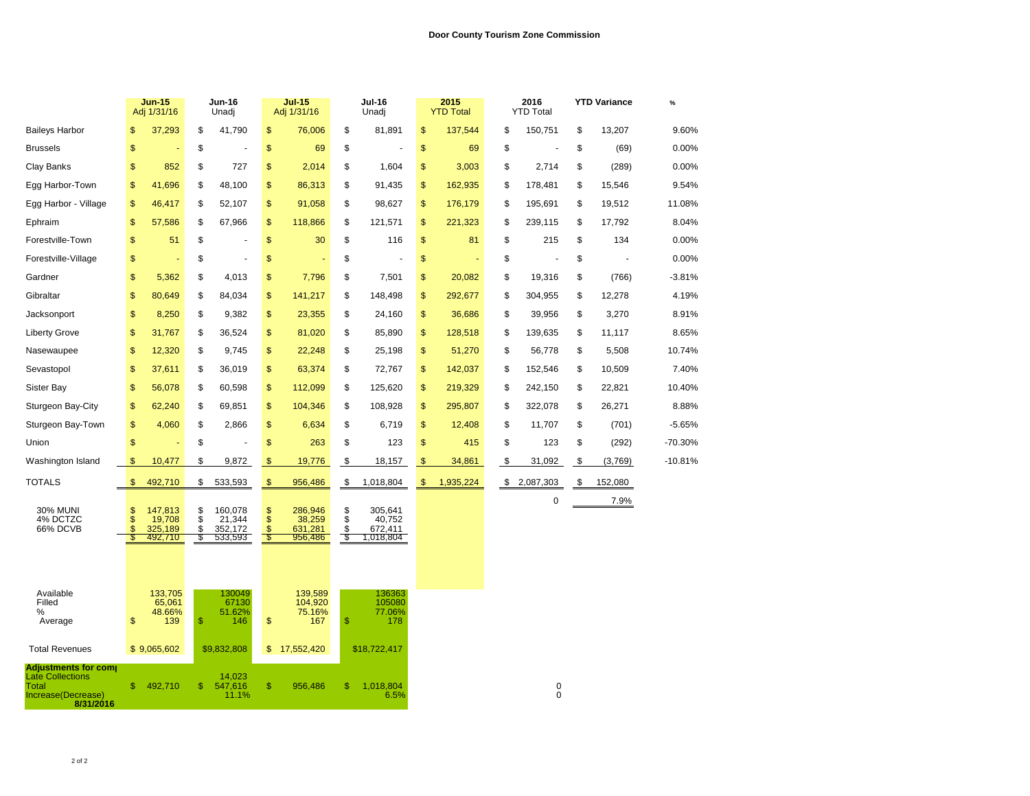**Door County Tourism Zone Commission**

| | Jun-15 Adj 1/31/16 | Jun-16 Unadj | Jul-15 Adj 1/31/16 | Jul-16 Unadj | 2015 YTD Total | 2016 YTD Total | YTD Variance | % |
|---|---|---|---|---|---|---|---|---|
| Baileys Harbor | $ 37,293 | $ 41,790 | $ 76,006 | $ 81,891 | $ 137,544 | $ 150,751 | $ 13,207 | 9.60% |
| Brussels | $ - | $ - | $ 69 | $ - | $ 69 | $ - | $ (69) | 0.00% |
| Clay Banks | $ 852 | $ 727 | $ 2,014 | $ 1,604 | $ 3,003 | $ 2,714 | $ (289) | 0.00% |
| Egg Harbor-Town | $ 41,696 | $ 48,100 | $ 86,313 | $ 91,435 | $ 162,935 | $ 178,481 | $ 15,546 | 9.54% |
| Egg Harbor - Village | $ 46,417 | $ 52,107 | $ 91,058 | $ 98,627 | $ 176,179 | $ 195,691 | $ 19,512 | 11.08% |
| Ephraim | $ 57,586 | $ 67,966 | $ 118,866 | $ 121,571 | $ 221,323 | $ 239,115 | $ 17,792 | 8.04% |
| Forestville-Town | $ 51 | $ - | $ 30 | $ 116 | $ 81 | $ 215 | $ 134 | 0.00% |
| Forestville-Village | $ - | $ - | $ - | $ - | $ - | $ - | $ - | 0.00% |
| Gardner | $ 5,362 | $ 4,013 | $ 7,796 | $ 7,501 | $ 20,082 | $ 19,316 | $ (766) | -3.81% |
| Gibraltar | $ 80,649 | $ 84,034 | $ 141,217 | $ 148,498 | $ 292,677 | $ 304,955 | $ 12,278 | 4.19% |
| Jacksonport | $ 8,250 | $ 9,382 | $ 23,355 | $ 24,160 | $ 36,686 | $ 39,956 | $ 3,270 | 8.91% |
| Liberty Grove | $ 31,767 | $ 36,524 | $ 81,020 | $ 85,890 | $ 128,518 | $ 139,635 | $ 11,117 | 8.65% |
| Nasewaupee | $ 12,320 | $ 9,745 | $ 22,248 | $ 25,198 | $ 51,270 | $ 56,778 | $ 5,508 | 10.74% |
| Sevastopol | $ 37,611 | $ 36,019 | $ 63,374 | $ 72,767 | $ 142,037 | $ 152,546 | $ 10,509 | 7.40% |
| Sister Bay | $ 56,078 | $ 60,598 | $ 112,099 | $ 125,620 | $ 219,329 | $ 242,150 | $ 22,821 | 10.40% |
| Sturgeon Bay-City | $ 62,240 | $ 69,851 | $ 104,346 | $ 108,928 | $ 295,807 | $ 322,078 | $ 26,271 | 8.88% |
| Sturgeon Bay-Town | $ 4,060 | $ 2,866 | $ 6,634 | $ 6,719 | $ 12,408 | $ 11,707 | $ (701) | -5.65% |
| Union | $ - | $ - | $ 263 | $ 123 | $ 415 | $ 123 | $ (292) | -70.30% |
| Washington Island | $ 10,477 | $ 9,872 | $ 19,776 | $ 18,157 | $ 34,861 | $ 31,092 | $ (3,769) | -10.81% |
| TOTALS | $ 492,710 | $ 533,593 | $ 956,486 | $ 1,018,804 | $ 1,935,224 | $ 2,087,303 | $ 152,080 | |
| | | | | | | 0 | 7.9% | |
| 30% MUNI | $ 147,813 | $ 160,078 | $ 286,946 | $ 305,641 | | | | |
| 4% DCTZC | $ 19,708 | $ 21,344 | $ 38,259 | $ 40,752 | | | | |
| 66% DCVB | $ 325,189 | $ 352,172 | $ 631,281 | $ 672,411 | | | | |
| | $ 492,710 | $ 533,593 | $ 956,486 | $ 1,018,804 | | | | |
| Available | 133,705 | 130049 | 139,589 | 136363 | | | | |
| Filled | 65,061 | 67130 | 104,920 | 105080 | | | | |
| % | 48.66% | 51.62% | 75.16% | 77.06% | | | | |
| Average | $ 139 | $ 146 | $ 167 | $ 178 | | | | |
| Total Revenues | $ 9,065,602 | $9,832,808 | $ 17,552,420 | $18,722,417 | | | | |
| Adjustments for comp | | | | | | | | |
| Late Collections | | 14,023 | | | | | | |
| Total | $ 492,710 | $ 547,616 | $ 956,486 | $ 1,018,804 | | 0 | | |
| Increase(Decrease) | | 11.1% | | 6.5% | | 0 | | |
| 8/31/2016 | | | | | | | | |